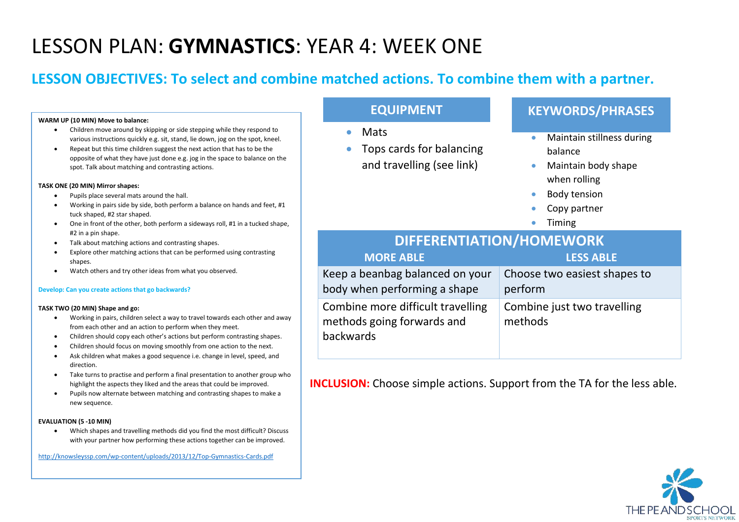# LESSON PLAN: **GYMNASTICS**: YEAR 4: WEEK ONE

## LESSON OBJECTIVES: To select and combine matched actions. To combine them with a partner.

**WARM UP (10 MIN) Move to balance:**

- Children move around by skipping or side stepping while they respond to various instructions quickly e.g. sit, stand, lie down, jog on the spot, kneel.
- Repeat but this time children suggest the next action that has to be the opposite of what they have just done e.g. jog in the space to balance on the spot. Talk about matching and contrasting actions.

**TASK ONE (20 MIN) Mirror shapes:**

- Pupils place several mats around the hall.
- Working in pairs side by side, both perform a balance on hands and feet, #1 tuck shaped, #2 star shaped.
- One in front of the other, both perform a sideways roll, #1 in a tucked shape, #2 in a pin shape.
- Talk about matching actions and contrasting shapes.
- Explore other matching actions that can be performed using contrasting shapes.
- Watch others and try other ideas from what you observed.

**Develop: Can you create actions that go backwards?**

**TASK TWO (20 MIN) Shape and go:**

- Working in pairs, children select a way to travel towards each other and away from each other and an action to perform when they meet.
- Children should copy each other's actions but perform contrasting shapes.
- Children should focus on moving smoothly from one action to the next.
- Ask children what makes a good sequence i.e. change in level, speed, and direction.
- Take turns to practise and perform a final presentation to another group who highlight the aspects they liked and the areas that could be improved.
- Pupils now alternate between matching and contrasting shapes to make a new sequence.

**EVALUATION (5 -10 MIN)**

- Which shapes and travelling methods did you find the most difficult? Discuss with your partner how performing these actions together can be improved.

http://knowsleyssp.com/wp-content/uploads/2013/12/Top-Gymnastics-Cards.pdf

## EQUIPMENT

- Mats
- Tops cards for balancing and travelling (see link)

## KEYWORDS/PHRASES

- Maintain stillness during balance
- Maintain body shape when rolling
- Body tension
- Copy partner
- Timing

## DIFFERENTIATION/HOMEWORK

| MORE ABLE | LESS ABLE |
|---|---|
| Keep a beanbag balanced on your body when performing a shape | Choose two easiest shapes to perform |
| Combine more difficult travelling methods going forwards and backwards | Combine just two travelling methods |

**INCLUSION:** Choose simple actions. Support from the TA for the less able.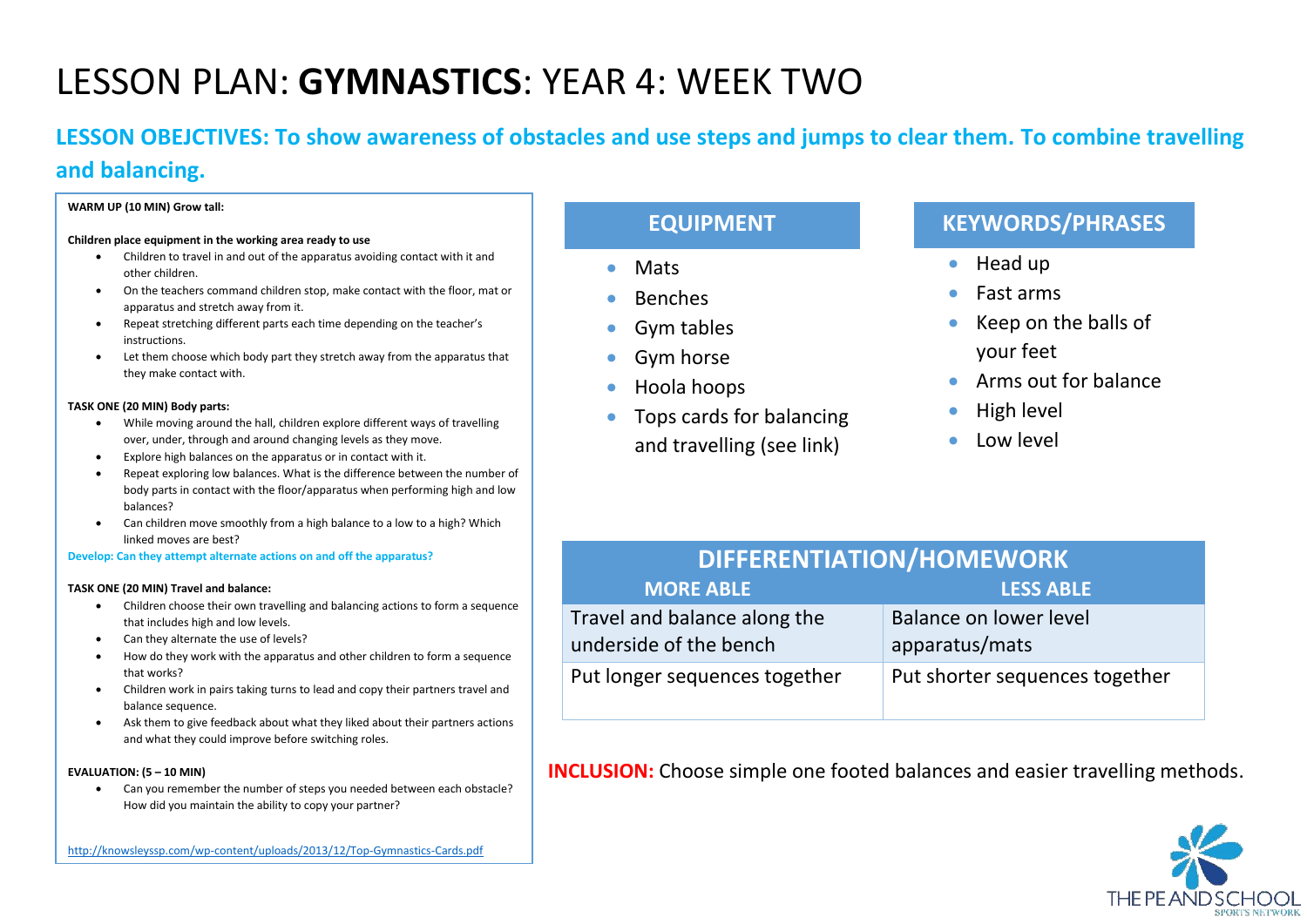# LESSON PLAN: **GYMNASTICS**: YEAR 4: WEEK TWO

## LESSON OBEJCTIVES: To show awareness of obstacles and use steps and jumps to clear them. To combine travelling and balancing.

**WARM UP (10 MIN) Grow tall:**

**Children place equipment in the working area ready to use**

- Children to travel in and out of the apparatus avoiding contact with it and other children.
- On the teachers command children stop, make contact with the floor, mat or apparatus and stretch away from it.
- Repeat stretching different parts each time depending on the teacher's instructions.
- Let them choose which body part they stretch away from the apparatus that they make contact with.

**TASK ONE (20 MIN) Body parts:**

- While moving around the hall, children explore different ways of travelling over, under, through and around changing levels as they move.
- Explore high balances on the apparatus or in contact with it.
- Repeat exploring low balances. What is the difference between the number of body parts in contact with the floor/apparatus when performing high and low balances?
- Can children move smoothly from a high balance to a low to a high? Which linked moves are best?

**Develop: Can they attempt alternate actions on and off the apparatus?**

**TASK ONE (20 MIN) Travel and balance:**

- Children choose their own travelling and balancing actions to form a sequence that includes high and low levels.
- Can they alternate the use of levels?
- How do they work with the apparatus and other children to form a sequence that works?
- Children work in pairs taking turns to lead and copy their partners travel and balance sequence.
- Ask them to give feedback about what they liked about their partners actions and what they could improve before switching roles.

**EVALUATION: (5 – 10 MIN)**

- Can you remember the number of steps you needed between each obstacle? How did you maintain the ability to copy your partner?

http://knowsleyssp.com/wp-content/uploads/2013/12/Top-Gymnastics-Cards.pdf

## EQUIPMENT

- Mats
- Benches
- Gym tables
- Gym horse
- Hoola hoops
- Tops cards for balancing and travelling (see link)

## KEYWORDS/PHRASES

- Head up
- Fast arms
- Keep on the balls of your feet
- Arms out for balance
- High level
- Low level

## DIFFERENTIATION/HOMEWORK

| MORE ABLE | LESS ABLE |
|---|---|
| Travel and balance along the underside of the bench | Balance on lower level apparatus/mats |
| Put longer sequences together | Put shorter sequences together |

**INCLUSION:** Choose simple one footed balances and easier travelling methods.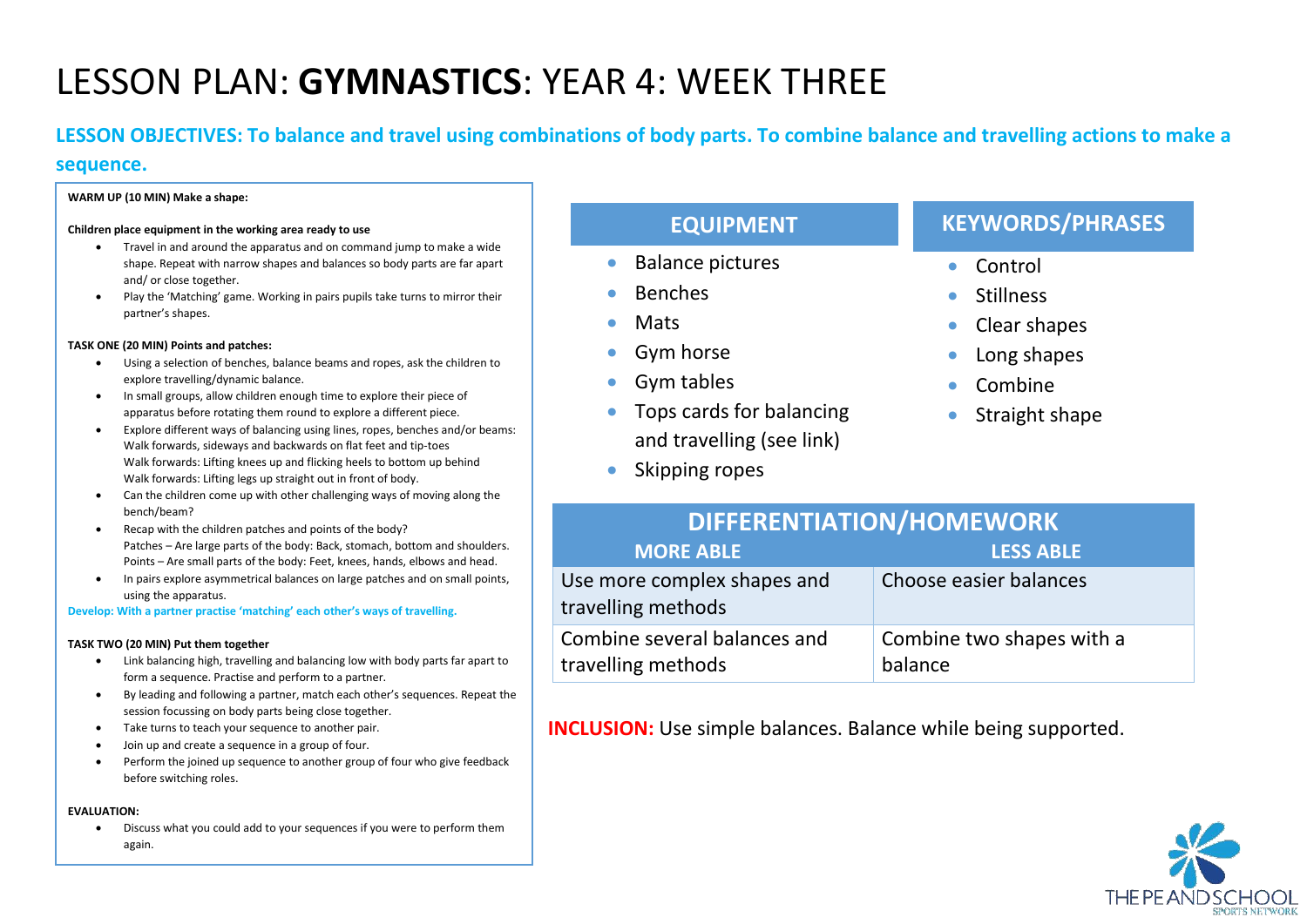# LESSON PLAN: **GYMNASTICS**: YEAR 4: WEEK THREE

## LESSON OBJECTIVES: To balance and travel using combinations of body parts. To combine balance and travelling actions to make a sequence.

**WARM UP (10 MIN) Make a shape:**

**Children place equipment in the working area ready to use**

- Travel in and around the apparatus and on command jump to make a wide shape. Repeat with narrow shapes and balances so body parts are far apart and/ or close together.
- Play the 'Matching' game. Working in pairs pupils take turns to mirror their partner's shapes.

**TASK ONE (20 MIN) Points and patches:**

- Using a selection of benches, balance beams and ropes, ask the children to explore travelling/dynamic balance.
- In small groups, allow children enough time to explore their piece of apparatus before rotating them round to explore a different piece.
- Explore different ways of balancing using lines, ropes, benches and/or beams:
  Walk forwards, sideways and backwards on flat feet and tip-toes
  Walk forwards: Lifting knees up and flicking heels to bottom up behind
  Walk forwards: Lifting legs up straight out in front of body.
- Can the children come up with other challenging ways of moving along the bench/beam?
- Recap with the children patches and points of the body?
  Patches – Are large parts of the body: Back, stomach, bottom and shoulders.
  Points – Are small parts of the body: Feet, knees, hands, elbows and head.
- In pairs explore asymmetrical balances on large patches and on small points, using the apparatus.

**Develop: With a partner practise 'matching' each other's ways of travelling.**

**TASK TWO (20 MIN) Put them together**

- Link balancing high, travelling and balancing low with body parts far apart to form a sequence. Practise and perform to a partner.
- By leading and following a partner, match each other's sequences. Repeat the session focussing on body parts being close together.
- Take turns to teach your sequence to another pair.
- Join up and create a sequence in a group of four.
- Perform the joined up sequence to another group of four who give feedback before switching roles.

**EVALUATION:**

- Discuss what you could add to your sequences if you were to perform them again.

## EQUIPMENT

- Balance pictures
- Benches
- Mats
- Gym horse
- Gym tables
- Tops cards for balancing and travelling (see link)
- Skipping ropes

## KEYWORDS/PHRASES

- Control
- Stillness
- Clear shapes
- Long shapes
- Combine
- Straight shape

## DIFFERENTIATION/HOMEWORK

| MORE ABLE | LESS ABLE |
|---|---|
| Use more complex shapes and travelling methods | Choose easier balances |
| Combine several balances and travelling methods | Combine two shapes with a balance |

**INCLUSION:** Use simple balances. Balance while being supported.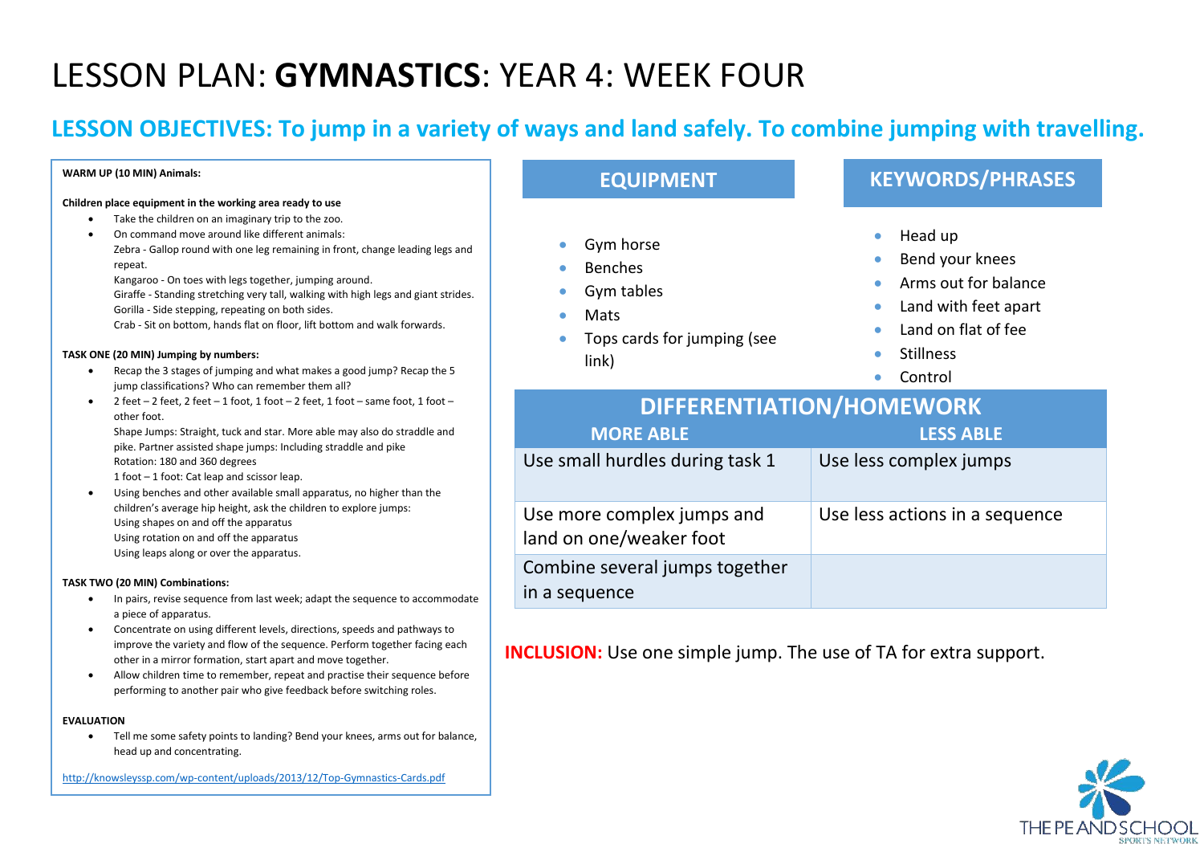# LESSON PLAN: **GYMNASTICS**: YEAR 4: WEEK FOUR

## LESSON OBJECTIVES: To jump in a variety of ways and land safely. To combine jumping with travelling.

**WARM UP (10 MIN) Animals:**

**Children place equipment in the working area ready to use**

- Take the children on an imaginary trip to the zoo.
- On command move around like different animals:
  Zebra - Gallop round with one leg remaining in front, change leading legs and repeat.
  Kangaroo - On toes with legs together, jumping around.
  Giraffe - Standing stretching very tall, walking with high legs and giant strides.
  Gorilla - Side stepping, repeating on both sides.
  Crab - Sit on bottom, hands flat on floor, lift bottom and walk forwards.

**TASK ONE (20 MIN) Jumping by numbers:**

- Recap the 3 stages of jumping and what makes a good jump? Recap the 5 jump classifications? Who can remember them all?
- 2 feet – 2 feet, 2 feet – 1 foot, 1 foot – 2 feet, 1 foot – same foot, 1 foot – other foot.
  Shape Jumps: Straight, tuck and star. More able may also do straddle and pike. Partner assisted shape jumps: Including straddle and pike
  Rotation: 180 and 360 degrees
  1 foot – 1 foot: Cat leap and scissor leap.
- Using benches and other available small apparatus, no higher than the children's average hip height, ask the children to explore jumps:
  Using shapes on and off the apparatus
  Using rotation on and off the apparatus
  Using leaps along or over the apparatus.

**TASK TWO (20 MIN) Combinations:**

- In pairs, revise sequence from last week; adapt the sequence to accommodate a piece of apparatus.
- Concentrate on using different levels, directions, speeds and pathways to improve the variety and flow of the sequence. Perform together facing each other in a mirror formation, start apart and move together.
- Allow children time to remember, repeat and practise their sequence before performing to another pair who give feedback before switching roles.

**EVALUATION**

- Tell me some safety points to landing? Bend your knees, arms out for balance, head up and concentrating.

http://knowsleyssp.com/wp-content/uploads/2013/12/Top-Gymnastics-Cards.pdf

## EQUIPMENT

- Gym horse
- Benches
- Gym tables
- Mats
- Tops cards for jumping (see link)

## KEYWORDS/PHRASES

- Head up
- Bend your knees
- Arms out for balance
- Land with feet apart
- Land on flat of fee
- Stillness
- Control

## DIFFERENTIATION/HOMEWORK

| MORE ABLE | LESS ABLE |
| --- | --- |
| Use small hurdles during task 1 | Use less complex jumps |
| Use more complex jumps and land on one/weaker foot | Use less actions in a sequence |
| Combine several jumps together in a sequence | |

**INCLUSION:** Use one simple jump. The use of TA for extra support.

THE PE AND SCHOOL SPORTS NETWORK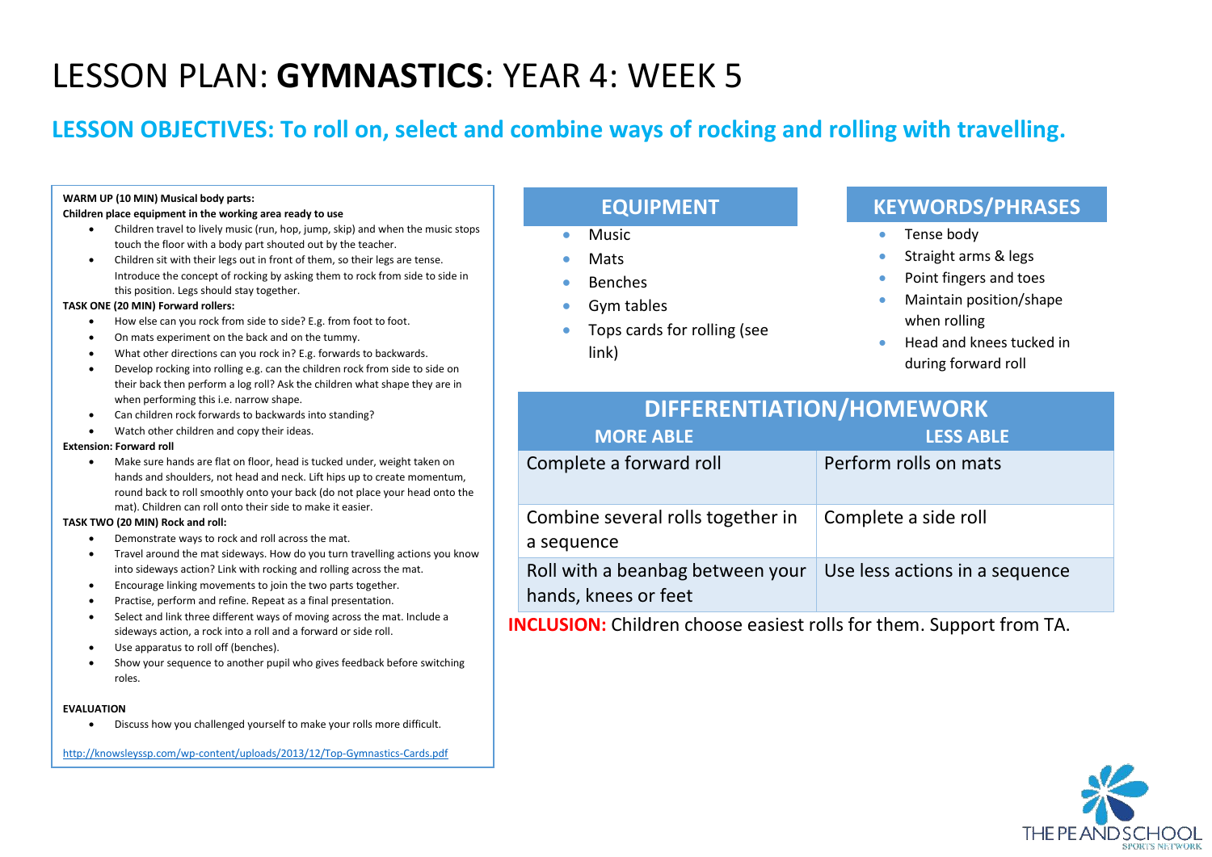# LESSON PLAN: **GYMNASTICS**: YEAR 4: WEEK 5

## LESSON OBJECTIVES: To roll on, select and combine ways of rocking and rolling with travelling.

**WARM UP (10 MIN) Musical body parts:**

**Children place equipment in the working area ready to use**

- Children travel to lively music (run, hop, jump, skip) and when the music stops touch the floor with a body part shouted out by the teacher.
- Children sit with their legs out in front of them, so their legs are tense. Introduce the concept of rocking by asking them to rock from side to side in this position. Legs should stay together.

**TASK ONE (20 MIN) Forward rollers:**

- How else can you rock from side to side? E.g. from foot to foot.
- On mats experiment on the back and on the tummy.
- What other directions can you rock in? E.g. forwards to backwards.
- Develop rocking into rolling e.g. can the children rock from side to side on their back then perform a log roll? Ask the children what shape they are in when performing this i.e. narrow shape.
- Can children rock forwards to backwards into standing?
- Watch other children and copy their ideas.

**Extension: Forward roll**

- Make sure hands are flat on floor, head is tucked under, weight taken on hands and shoulders, not head and neck. Lift hips up to create momentum, round back to roll smoothly onto your back (do not place your head onto the mat). Children can roll onto their side to make it easier.

**TASK TWO (20 MIN) Rock and roll:**

- Demonstrate ways to rock and roll across the mat.
- Travel around the mat sideways. How do you turn travelling actions you know into sideways action? Link with rocking and rolling across the mat.
- Encourage linking movements to join the two parts together.
- Practise, perform and refine. Repeat as a final presentation.
- Select and link three different ways of moving across the mat. Include a sideways action, a rock into a roll and a forward or side roll.
- Use apparatus to roll off (benches).
- Show your sequence to another pupil who gives feedback before switching roles.

**EVALUATION**

- Discuss how you challenged yourself to make your rolls more difficult.

http://knowsleyssp.com/wp-content/uploads/2013/12/Top-Gymnastics-Cards.pdf

## EQUIPMENT

- Music
- Mats
- Benches
- Gym tables
- Tops cards for rolling (see link)

## KEYWORDS/PHRASES

- Tense body
- Straight arms & legs
- Point fingers and toes
- Maintain position/shape when rolling
- Head and knees tucked in during forward roll

## DIFFERENTIATION/HOMEWORK

| MORE ABLE | LESS ABLE |
|---|---|
| Complete a forward roll | Perform rolls on mats |
| Combine several rolls together in a sequence | Complete a side roll |
| Roll with a beanbag between your hands, knees or feet | Use less actions in a sequence |

**INCLUSION:** Children choose easiest rolls for them. Support from TA.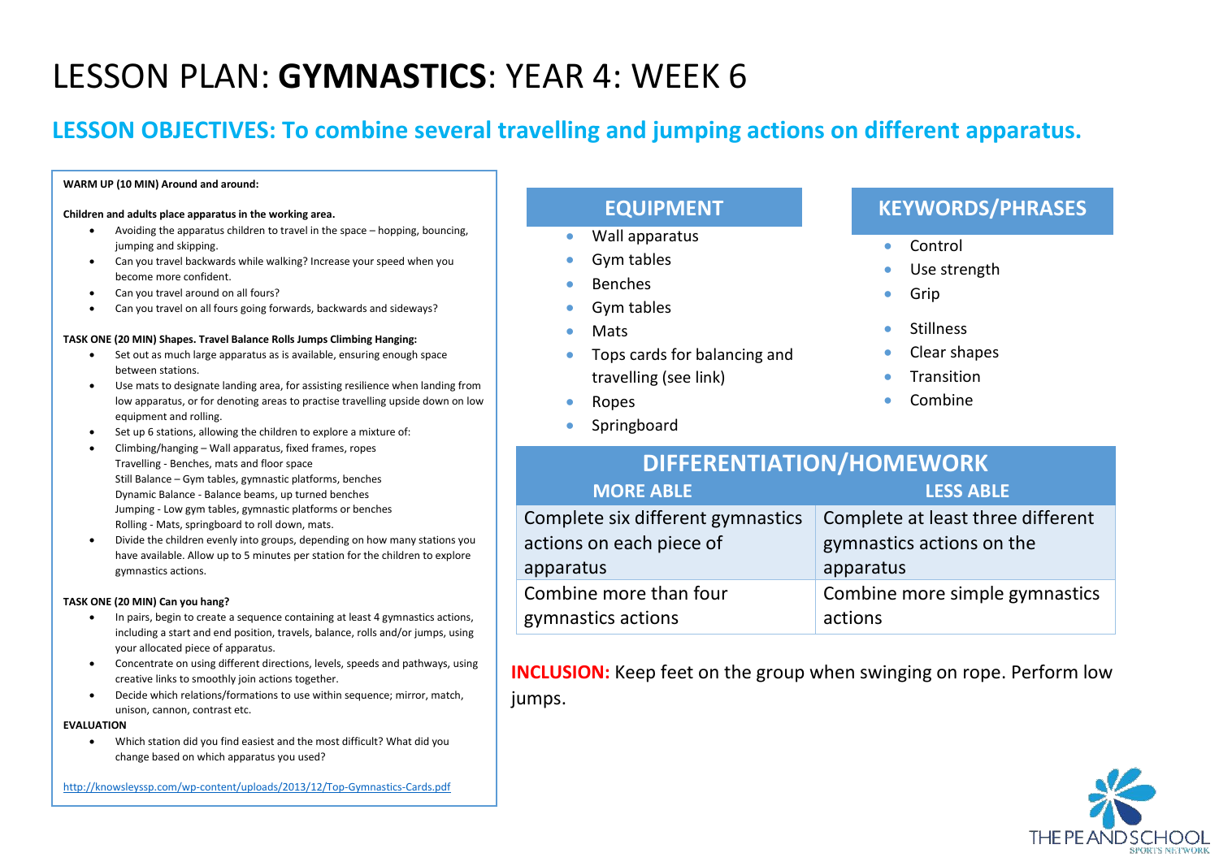# LESSON PLAN: **GYMNASTICS**: YEAR 4: WEEK 6

## LESSON OBJECTIVES: To combine several travelling and jumping actions on different apparatus.

**WARM UP (10 MIN) Around and around:**

**Children and adults place apparatus in the working area.**

- Avoiding the apparatus children to travel in the space – hopping, bouncing, jumping and skipping.
- Can you travel backwards while walking? Increase your speed when you become more confident.
- Can you travel around on all fours?
- Can you travel on all fours going forwards, backwards and sideways?

**TASK ONE (20 MIN) Shapes. Travel Balance Rolls Jumps Climbing Hanging:**

- Set out as much large apparatus as is available, ensuring enough space between stations.
- Use mats to designate landing area, for assisting resilience when landing from low apparatus, or for denoting areas to practise travelling upside down on low equipment and rolling.
- Set up 6 stations, allowing the children to explore a mixture of:
- Climbing/hanging – Wall apparatus, fixed frames, ropes
  Travelling - Benches, mats and floor space
  Still Balance – Gym tables, gymnastic platforms, benches
  Dynamic Balance - Balance beams, up turned benches
  Jumping - Low gym tables, gymnastic platforms or benches
  Rolling - Mats, springboard to roll down, mats.
- Divide the children evenly into groups, depending on how many stations you have available. Allow up to 5 minutes per station for the children to explore gymnastics actions.

**TASK ONE (20 MIN) Can you hang?**

- In pairs, begin to create a sequence containing at least 4 gymnastics actions, including a start and end position, travels, balance, rolls and/or jumps, using your allocated piece of apparatus.
- Concentrate on using different directions, levels, speeds and pathways, using creative links to smoothly join actions together.
- Decide which relations/formations to use within sequence; mirror, match, unison, cannon, contrast etc.

**EVALUATION**

- Which station did you find easiest and the most difficult? What did you change based on which apparatus you used?

http://knowsleyssp.com/wp-content/uploads/2013/12/Top-Gymnastics-Cards.pdf

## EQUIPMENT

- Wall apparatus
- Gym tables
- Benches
- Gym tables
- Mats
- Tops cards for balancing and travelling (see link)
- Ropes
- Springboard

## KEYWORDS/PHRASES

- Control
- Use strength
- Grip
- Stillness
- Clear shapes
- Transition
- Combine

## DIFFERENTIATION/HOMEWORK

| MORE ABLE | LESS ABLE |
|---|---|
| Complete six different gymnastics actions on each piece of apparatus | Complete at least three different gymnastics actions on the apparatus |
| Combine more than four gymnastics actions | Combine more simple gymnastics actions |

**INCLUSION:** Keep feet on the group when swinging on rope. Perform low jumps.

THE PE AND SCHOOL SPORTS NETWORK